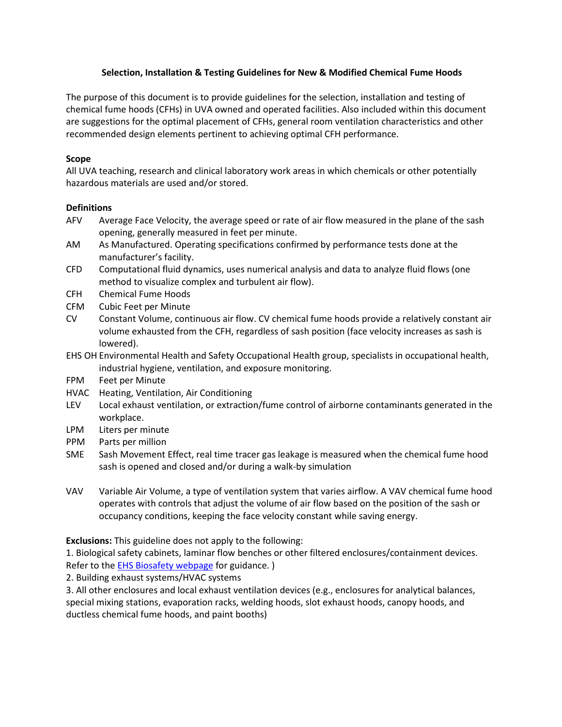# Selection, Installation & Testing Guidelines for New & Modified Chemical Fume Hoods

The purpose of this document is to provide guidelines for the selection, installation and testing of chemical fume hoods (CFHs) in UVA owned and operated facilities. Also included within this document are suggestions for the optimal placement of CFHs, general room ventilation characteristics and other recommended design elements pertinent to achieving optimal CFH performance.

**Scope**

All UVA teaching, research and clinical laboratory work areas in which chemicals or other potentially hazardous materials are used and/or stored.

**Definitions**

- **AFV** Average Face Velocity, the average speed or rate of air flow measured in the plane of the sash opening, generally measured in feet per minute.
- **AM** As Manufactured. Operating specifications confirmed by performance tests done at the manufacturer's facility.
- **CFD** Computational fluid dynamics, uses numerical analysis and data to analyze fluid flows (one method to visualize complex and turbulent air flow).
- **CFH** Chemical Fume Hoods
- **CFM** Cubic Feet per Minute
- **CV** Constant Volume, continuous air flow. CV chemical fume hoods provide a relatively constant air volume exhausted from the CFH, regardless of sash position (face velocity increases as sash is lowered).
- **EHS OH** Environmental Health and Safety Occupational Health group, specialists in occupational health, industrial hygiene, ventilation, and exposure monitoring.
- **FPM** Feet per Minute
- **HVAC** Heating, Ventilation, Air Conditioning
- **LEV** Local exhaust ventilation, or extraction/fume control of airborne contaminants generated in the workplace.
- **LPM** Liters per minute
- **PPM** Parts per million
- **SME** Sash Movement Effect, real time tracer gas leakage is measured when the chemical fume hood sash is opened and closed and/or during a walk-by simulation
- **VAV** Variable Air Volume, a type of ventilation system that varies airflow. A VAV chemical fume hood operates with controls that adjust the volume of air flow based on the position of the sash or occupancy conditions, keeping the face velocity constant while saving energy.

**Exclusions:** This guideline does not apply to the following:

1. Biological safety cabinets, laminar flow benches or other filtered enclosures/containment devices. Refer to the [EHS Biosafety webpage]() for guidance. )
2. Building exhaust systems/HVAC systems
3. All other enclosures and local exhaust ventilation devices (e.g., enclosures for analytical balances, special mixing stations, evaporation racks, welding hoods, slot exhaust hoods, canopy hoods, and ductless chemical fume hoods, and paint booths)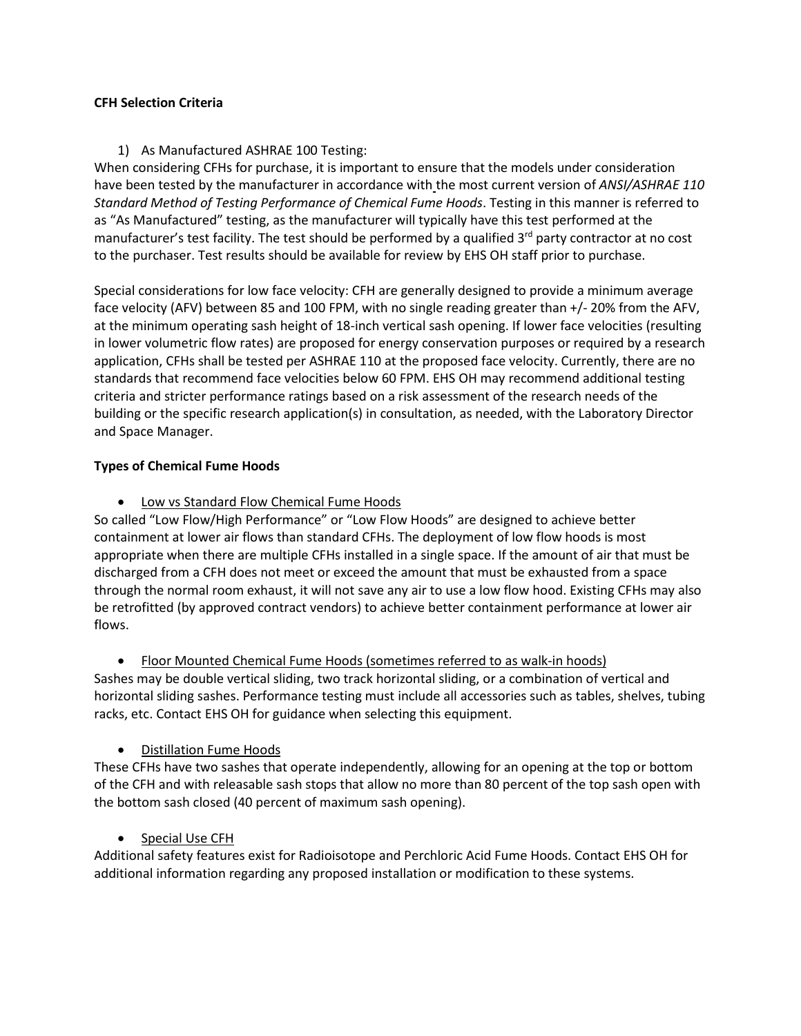**CFH Selection Criteria**

1) As Manufactured ASHRAE 100 Testing:

When considering CFHs for purchase, it is important to ensure that the models under consideration have been tested by the manufacturer in accordance with the most current version of *ANSI/ASHRAE 110 Standard Method of Testing Performance of Chemical Fume Hoods*. Testing in this manner is referred to as "As Manufactured" testing, as the manufacturer will typically have this test performed at the manufacturer's test facility. The test should be performed by a qualified 3rd party contractor at no cost to the purchaser. Test results should be available for review by EHS OH staff prior to purchase.

Special considerations for low face velocity: CFH are generally designed to provide a minimum average face velocity (AFV) between 85 and 100 FPM, with no single reading greater than +/- 20% from the AFV, at the minimum operating sash height of 18-inch vertical sash opening. If lower face velocities (resulting in lower volumetric flow rates) are proposed for energy conservation purposes or required by a research application, CFHs shall be tested per ASHRAE 110 at the proposed face velocity. Currently, there are no standards that recommend face velocities below 60 FPM. EHS OH may recommend additional testing criteria and stricter performance ratings based on a risk assessment of the research needs of the building or the specific research application(s) in consultation, as needed, with the Laboratory Director and Space Manager.

**Types of Chemical Fume Hoods**

- Low vs Standard Flow Chemical Fume Hoods

So called "Low Flow/High Performance" or "Low Flow Hoods" are designed to achieve better containment at lower air flows than standard CFHs. The deployment of low flow hoods is most appropriate when there are multiple CFHs installed in a single space. If the amount of air that must be discharged from a CFH does not meet or exceed the amount that must be exhausted from a space through the normal room exhaust, it will not save any air to use a low flow hood. Existing CFHs may also be retrofitted (by approved contract vendors) to achieve better containment performance at lower air flows.

- Floor Mounted Chemical Fume Hoods (sometimes referred to as walk-in hoods)

Sashes may be double vertical sliding, two track horizontal sliding, or a combination of vertical and horizontal sliding sashes. Performance testing must include all accessories such as tables, shelves, tubing racks, etc. Contact EHS OH for guidance when selecting this equipment.

- Distillation Fume Hoods

These CFHs have two sashes that operate independently, allowing for an opening at the top or bottom of the CFH and with releasable sash stops that allow no more than 80 percent of the top sash open with the bottom sash closed (40 percent of maximum sash opening).

- Special Use CFH

Additional safety features exist for Radioisotope and Perchloric Acid Fume Hoods. Contact EHS OH for additional information regarding any proposed installation or modification to these systems.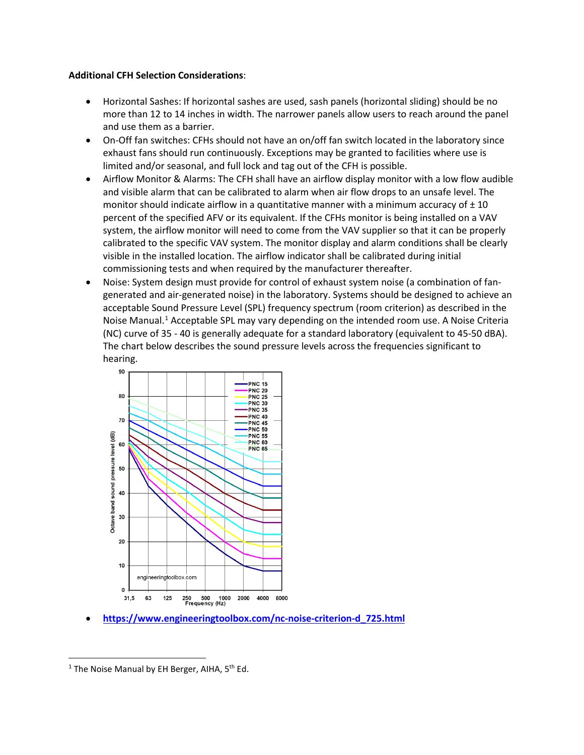**Additional CFH Selection Considerations**:

- Horizontal Sashes: If horizontal sashes are used, sash panels (horizontal sliding) should be no more than 12 to 14 inches in width. The narrower panels allow users to reach around the panel and use them as a barrier.
- On-Off fan switches: CFHs should not have an on/off fan switch located in the laboratory since exhaust fans should run continuously. Exceptions may be granted to facilities where use is limited and/or seasonal, and full lock and tag out of the CFH is possible.
- Airflow Monitor & Alarms: The CFH shall have an airflow display monitor with a low flow audible and visible alarm that can be calibrated to alarm when air flow drops to an unsafe level. The monitor should indicate airflow in a quantitative manner with a minimum accuracy of ± 10 percent of the specified AFV or its equivalent. If the CFHs monitor is being installed on a VAV system, the airflow monitor will need to come from the VAV supplier so that it can be properly calibrated to the specified VAV system. The monitor display and alarm conditions shall be clearly visible in the installed location. The airflow indicator shall be calibrated during initial commissioning tests and when required by the manufacturer thereafter.
- Noise: System design must provide for control of exhaust system noise (a combination of fan-generated and air-generated noise) in the laboratory. Systems should be designed to achieve an acceptable Sound Pressure Level (SPL) frequency spectrum (room criterion) as described in the Noise Manual.[1] Acceptable SPL may vary depending on the intended room use. A Noise Criteria (NC) curve of 35 - 40 is generally adequate for a standard laboratory (equivalent to 45-50 dBA). The chart below describes the sound pressure levels across the frequencies significant to hearing.

- https://www.engineeringtoolbox.com/nc-noise-criterion-d_725.html

[1] The Noise Manual by EH Berger, AIHA, 5th Ed.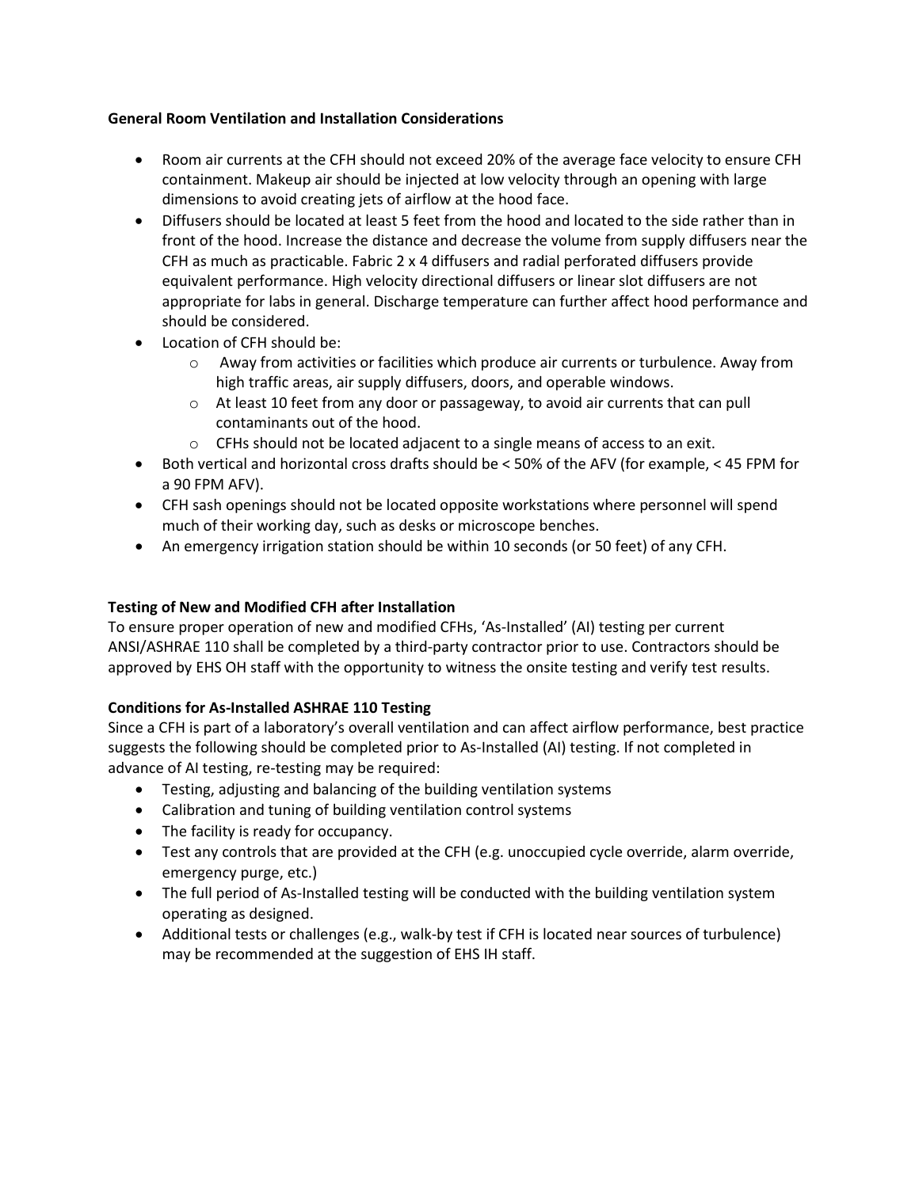**General Room Ventilation and Installation Considerations**

- Room air currents at the CFH should not exceed 20% of the average face velocity to ensure CFH containment. Makeup air should be injected at low velocity through an opening with large dimensions to avoid creating jets of airflow at the hood face.
- Diffusers should be located at least 5 feet from the hood and located to the side rather than in front of the hood. Increase the distance and decrease the volume from supply diffusers near the CFH as much as practicable. Fabric 2 x 4 diffusers and radial perforated diffusers provide equivalent performance. High velocity directional diffusers or linear slot diffusers are not appropriate for labs in general. Discharge temperature can further affect hood performance and should be considered.
- Location of CFH should be:
  - Away from activities or facilities which produce air currents or turbulence. Away from high traffic areas, air supply diffusers, doors, and operable windows.
  - At least 10 feet from any door or passageway, to avoid air currents that can pull contaminants out of the hood.
  - CFHs should not be located adjacent to a single means of access to an exit.
- Both vertical and horizontal cross drafts should be < 50% of the AFV (for example, < 45 FPM for a 90 FPM AFV).
- CFH sash openings should not be located opposite workstations where personnel will spend much of their working day, such as desks or microscope benches.
- An emergency irrigation station should be within 10 seconds (or 50 feet) of any CFH.

**Testing of New and Modified CFH after Installation**

To ensure proper operation of new and modified CFHs, 'As-Installed' (AI) testing per current ANSI/ASHRAE 110 shall be completed by a third-party contractor prior to use. Contractors should be approved by EHS OH staff with the opportunity to witness the onsite testing and verify test results.

**Conditions for As-Installed ASHRAE 110 Testing**

Since a CFH is part of a laboratory's overall ventilation and can affect airflow performance, best practice suggests the following should be completed prior to As-Installed (AI) testing. If not completed in advance of AI testing, re-testing may be required:

- Testing, adjusting and balancing of the building ventilation systems
- Calibration and tuning of building ventilation control systems
- The facility is ready for occupancy.
- Test any controls that are provided at the CFH (e.g. unoccupied cycle override, alarm override, emergency purge, etc.)
- The full period of As-Installed testing will be conducted with the building ventilation system operating as designed.
- Additional tests or challenges (e.g., walk-by test if CFH is located near sources of turbulence) may be recommended at the suggestion of EHS IH staff.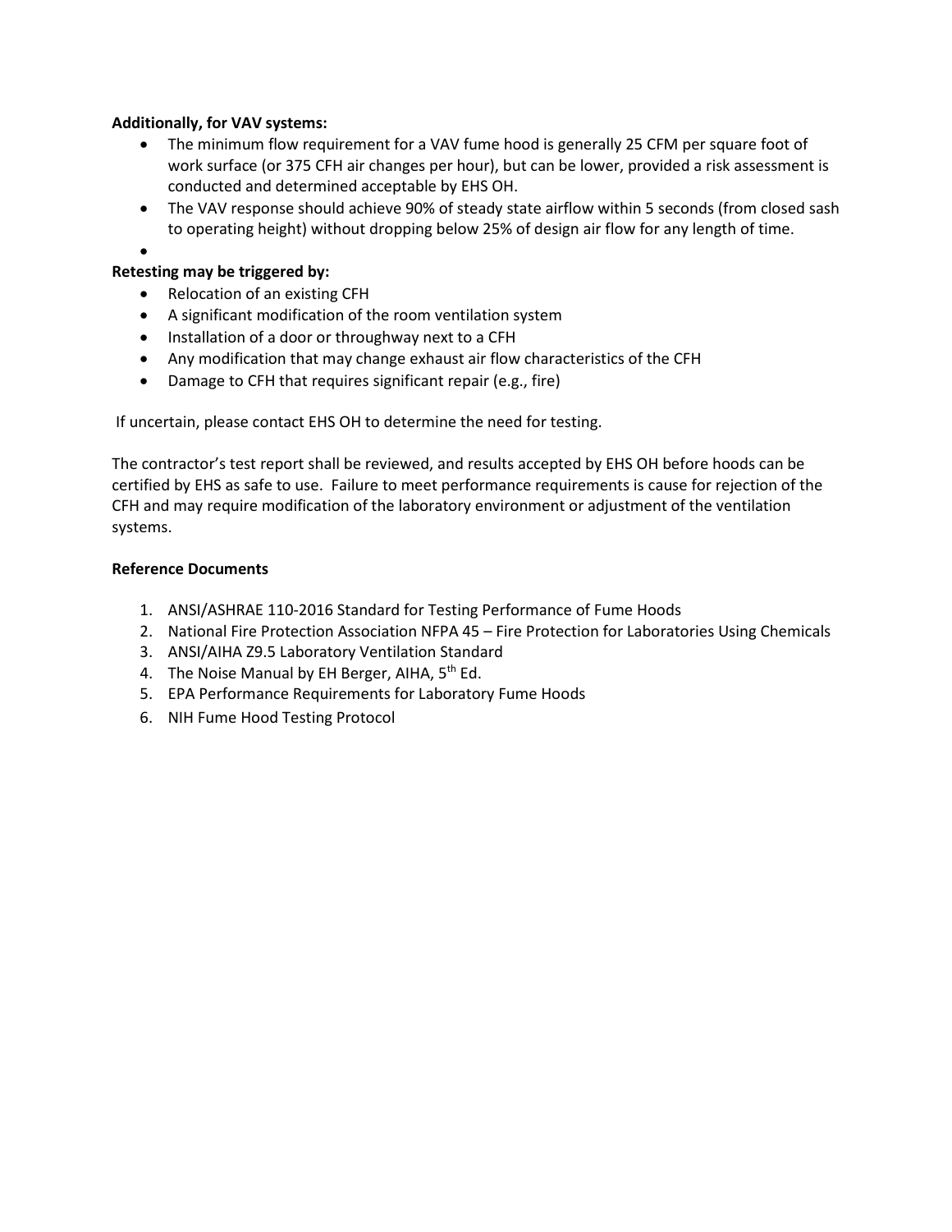**Additionally, for VAV systems:**

- The minimum flow requirement for a VAV fume hood is generally 25 CFM per square foot of work surface (or 375 CFH air changes per hour), but can be lower, provided a risk assessment is conducted and determined acceptable by EHS OH.
- The VAV response should achieve 90% of steady state airflow within 5 seconds (from closed sash to operating height) without dropping below 25% of design air flow for any length of time.
- 

**Retesting may be triggered by:**

- Relocation of an existing CFH
- A significant modification of the room ventilation system
- Installation of a door or throughway next to a CFH
- Any modification that may change exhaust air flow characteristics of the CFH
- Damage to CFH that requires significant repair (e.g., fire)

If uncertain, please contact EHS OH to determine the need for testing.

The contractor's test report shall be reviewed, and results accepted by EHS OH before hoods can be certified by EHS as safe to use. Failure to meet performance requirements is cause for rejection of the CFH and may require modification of the laboratory environment or adjustment of the ventilation systems.

**Reference Documents**

1. ANSI/ASHRAE 110-2016 Standard for Testing Performance of Fume Hoods
2. National Fire Protection Association NFPA 45 – Fire Protection for Laboratories Using Chemicals
3. ANSI/AIHA Z9.5 Laboratory Ventilation Standard
4. The Noise Manual by EH Berger, AIHA, 5$^{th}$ Ed.
5. EPA Performance Requirements for Laboratory Fume Hoods
6. NIH Fume Hood Testing Protocol